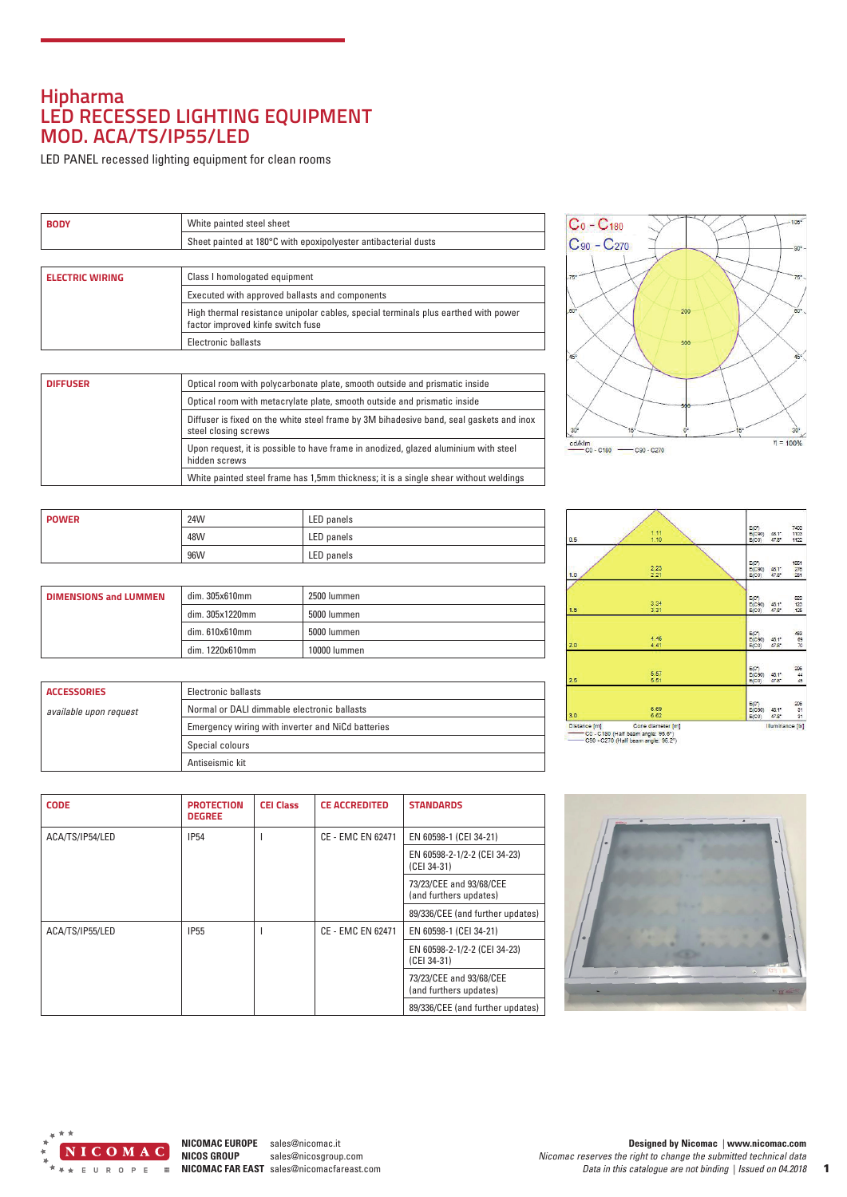# Hipharma
# LED RECESSED LIGHTING EQUIPMENT
# MOD. ACA/TS/IP55/LED

LED PANEL recessed lighting equipment for clean rooms

| **BODY** | White painted steel sheet |
|---|---|
| | Sheet painted at 180°C with epoxipolyester antibacterial dusts |

| **ELECTRIC WIRING** | Class I homologated equipment |
|---|---|
| | Executed with approved ballasts and components |
| | High thermal resistance unipolar cables, special terminals plus earthed with power factor improved kinfe switch fuse |
| | Electronic ballasts |

| **DIFFUSER** | Optical room with polycarbonate plate, smooth outside and prismatic inside |
|---|---|
| | Optical room with metacrylate plate, smooth outside and prismatic inside |
| | Diffuser is fixed on the white steel frame by 3M bihadesive band, seal gaskets and inox steel closing screws |
| | Upon request, it is possible to have frame in anodized, glazed aluminium with steel hidden screws |
| | White painted steel frame has 1,5mm thickness; it is a single shear without weldings |

| **POWER** | 24W | LED panels |
|---|---|---|
| | 48W | LED panels |
| | 96W | LED panels |

| **DIMENSIONS and LUMMEN** | dim. 305x610mm | 2500 lummen |
|---|---|---|
| | dim. 305x1220mm | 5000 lummen |
| | dim. 610x610mm | 5000 lummen |
| | dim. 1220x610mm | 10000 lummen |

| **ACCESSORIES** *available upon request* | Electronic ballasts |
|---|---|
| | Normal or DALI dimmable electronic ballasts |
| | Emergency wiring with inverter and NiCd batteries |
| | Special colours |
| | Antiseismic kit |

| **CODE** | **PROTECTION DEGREE** | **CEI Class** | **CE ACCREDITED** | **STANDARDS** |
|---|---|---|---|---|
| ACA/TS/IP54/LED | IP54 | I | CE - EMC EN 62471 | EN 60598-1 (CEI 34-21) |
| | | | | EN 60598-2-1/2-2 (CEI 34-23) (CEI 34-31) |
| | | | | 73/23/CEE and 93/68/CEE (and furthers updates) |
| | | | | 89/336/CEE (and further updates) |
| ACA/TS/IP55/LED | IP55 | I | CE - EMC EN 62471 | EN 60598-1 (CEI 34-21) |
| | | | | EN 60598-2-1/2-2 (CEI 34-23) (CEI 34-31) |
| | | | | 73/23/CEE and 93/68/CEE (and furthers updates) |
| | | | | 89/336/CEE (and further updates) |

**NICOMAC EUROPE** sales@nicomac.it
**NICOS GROUP** sales@nicosgroup.com
**NICOMAC FAR EAST** sales@nicomacfareast.com

**Designed by Nicomac** | **www.nicomac.com**
*Nicomac reserves the right to change the submitted technical data*
*Data in this catalogue are not binding* | *Issued on 04.2018*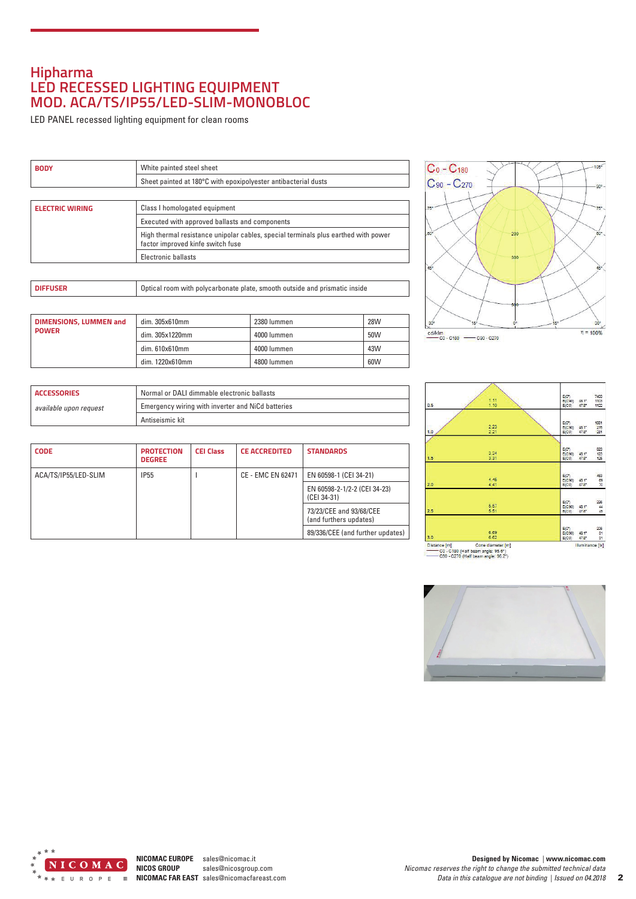# Hipharma
# LED RECESSED LIGHTING EQUIPMENT
# MOD. ACA/TS/IP55/LED-SLIM-MONOBLOC

LED PANEL recessed lighting equipment for clean rooms

| **BODY** | White painted steel sheet |
|---|---|
| | Sheet painted at 180°C with epoxipolyester antibacterial dusts |

| **ELECTRIC WIRING** | Class I homologated equipment |
|---|---|
| | Executed with approved ballasts and components |
| | High thermal resistance unipolar cables, special terminals plus earthed with power factor improved kinfe switch fuse |
| | Electronic ballasts |

| **DIFFUSER** | Optical room with polycarbonate plate, smooth outside and prismatic inside |
|---|---|

| **DIMENSIONS, LUMMEN and POWER** | dim. 305x610mm | 2380 lummen | 28W |
|---|---|---|---|
| | dim. 305x1220mm | 4000 lummen | 50W |
| | dim. 610x610mm | 4000 lummen | 43W |
| | dim. 1220x610mm | 4800 lummen | 60W |

| **ACCESSORIES** *available upon request* | Normal or DALI dimmable electronic ballasts |
|---|---|
| | Emergency wiring with inverter and NiCd batteries |
| | Antiseismic kit |

| **CODE** | **PROTECTION DEGREE** | **CEI Class** | **CE ACCREDITED** | **STANDARDS** |
|---|---|---|---|---|
| ACA/TS/IP55/LED-SLIM | IP55 | I | CE - EMC EN 62471 | EN 60598-1 (CEI 34-21) |
| | | | | EN 60598-2-1/2-2 (CEI 34-23) (CEI 34-31) |
| | | | | 73/23/CEE and 93/68/CEE (and furthers updates) |
| | | | | 89/336/CEE (and further updates) |

Designed by Nicomac | www.nicomac.com
*Nicomac reserves the right to change the submitted technical data*
*Data in this catalogue are not binding | Issued on 04.2018*

**NICOMAC EUROPE** sales@nicomac.it
**NICOS GROUP** sales@nicosgroup.com
**NICOMAC FAR EAST** sales@nicomacfareast.com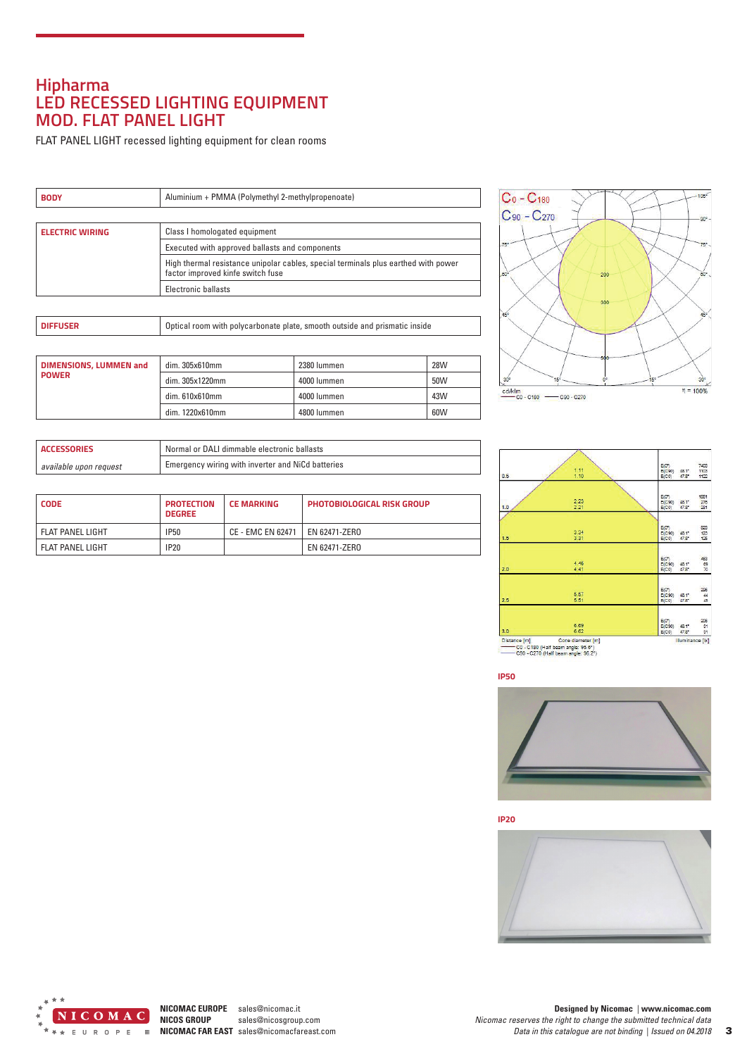# Hipharma
# LED RECESSED LIGHTING EQUIPMENT
# MOD. FLAT PANEL LIGHT

FLAT PANEL LIGHT recessed lighting equipment for clean rooms

| **BODY** | Aluminium + PMMA (Polymethyl 2-methylpropenoate) |
|---|---|

| **ELECTRIC WIRING** | Class I homologated equipment |
|---|---|
| | Executed with approved ballasts and components |
| | High thermal resistance unipolar cables, special terminals plus earthed with power factor improved kinfe switch fuse |
| | Electronic ballasts |

| **DIFFUSER** | Optical room with polycarbonate plate, smooth outside and prismatic inside |
|---|---|

| **DIMENSIONS, LUMMEN and POWER** | dim. 305x610mm | 2380 lummen | 28W |
|---|---|---|---|
| | dim. 305x1220mm | 4000 lummen | 50W |
| | dim. 610x610mm | 4000 lummen | 43W |
| | dim. 1220x610mm | 4800 lummen | 60W |

| **ACCESSORIES** | Normal or DALI dimmable electronic ballasts |
|---|---|
| *available upon request* | Emergency wiring with inverter and NiCd batteries |

| **CODE** | **PROTECTION DEGREE** | **CE MARKING** | **PHOTOBIOLOGICAL RISK GROUP** |
|---|---|---|---|
| FLAT PANEL LIGHT | IP50 | CE - EMC EN 62471 | EN 62471-ZERO |
| FLAT PANEL LIGHT | IP20 | | EN 62471-ZERO |

**IP50**

**IP20**

**NICOMAC EUROPE** sales@nicomac.it
**NICOS GROUP** sales@nicosgroup.com
**NICOMAC FAR EAST** sales@nicomacfareast.com

**Designed by Nicomac** | **www.nicomac.com**
*Nicomac reserves the right to change the submitted technical data*
*Data in this catalogue are not binding* | *Issued on 04.2018*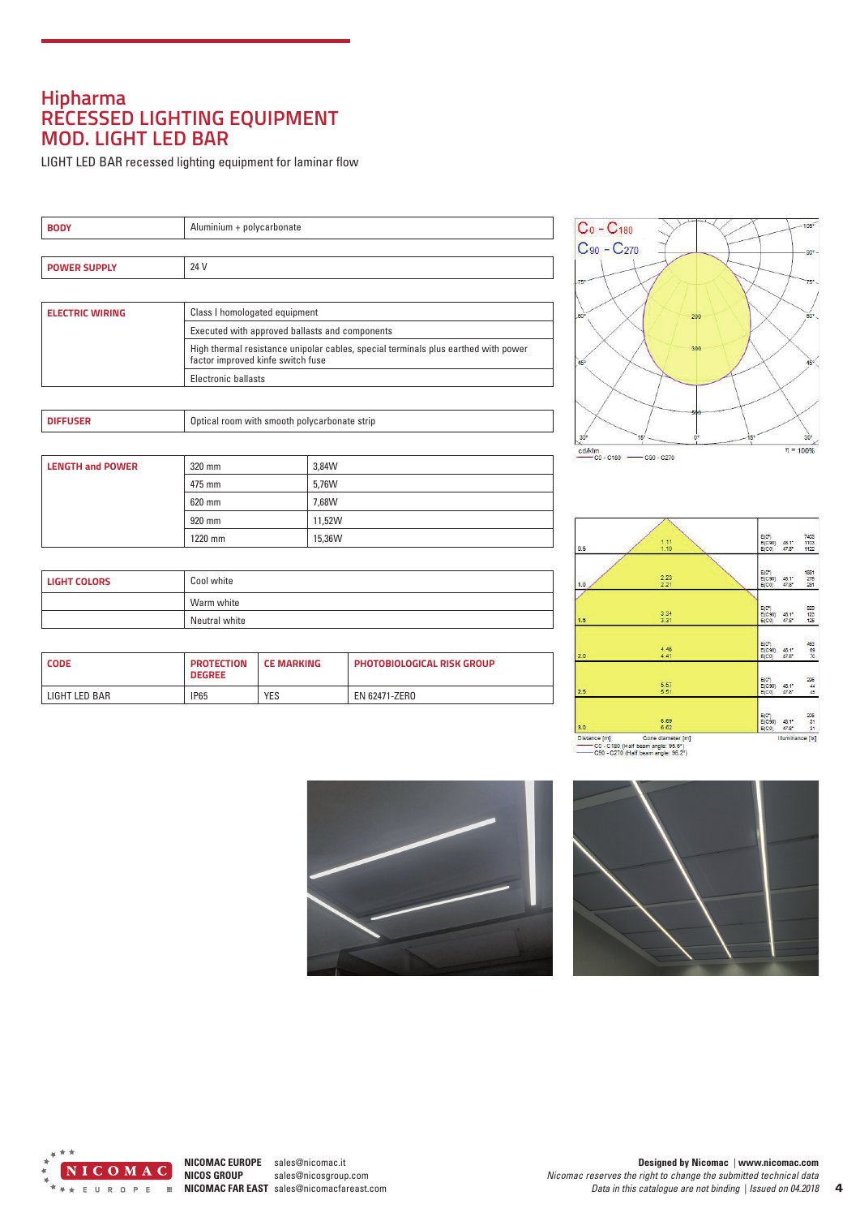# Hipharma
# RECESSED LIGHTING EQUIPMENT
# MOD. LIGHT LED BAR

LIGHT LED BAR recessed lighting equipment for laminar flow

| | |
|---|---|
| **BODY** | Aluminium + polycarbonate |

| | |
|---|---|
| **POWER SUPPLY** | 24 V |

| | |
|---|---|
| **ELECTRIC WIRING** | Class I homologated equipment |
| | Executed with approved ballasts and components |
| | High thermal resistance unipolar cables, special terminals plus earthed with power factor improved kinfe switch fuse |
| | Electronic ballasts |

| | |
|---|---|
| **DIFFUSER** | Optical room with smooth polycarbonate strip |

| | | |
|---|---|---|
| **LENGTH and POWER** | 320 mm | 3,84W |
| | 475 mm | 5,76W |
| | 620 mm | 7,68W |
| | 920 mm | 11,52W |
| | 1220 mm | 15,36W |

| | |
|---|---|
| **LIGHT COLORS** | Cool white |
| | Warm white |
| | Neutral white |

| **CODE** | **PROTECTION DEGREE** | **CE MARKING** | **PHOTOBIOLOGICAL RISK GROUP** |
|---|---|---|---|
| LIGHT LED BAR | IP65 | YES | EN 62471-ZERO |

C0 - C180
C90 - C270
105°
90°
75°
60°
45°
30°
15°
0°
200
300
500
cd/klm
C0 - C180
C90 - C270
η = 100%

Distance [m]
Cone diameter [m]
Illuminance [lx]
C0 - C180 (Half beam angle: 95.6°)
C90 - C270 (Half beam angle: 96.2°)

Designed by Nicomac | www.nicomac.com
*Nicomac reserves the right to change the submitted technical data*
*Data in this catalogue are not binding | Issued on 04.2018*

**NICOMAC EUROPE** sales@nicomac.it
**NICOS GROUP** sales@nicosgroup.com
**NICOMAC FAR EAST** sales@nicomacfareast.com